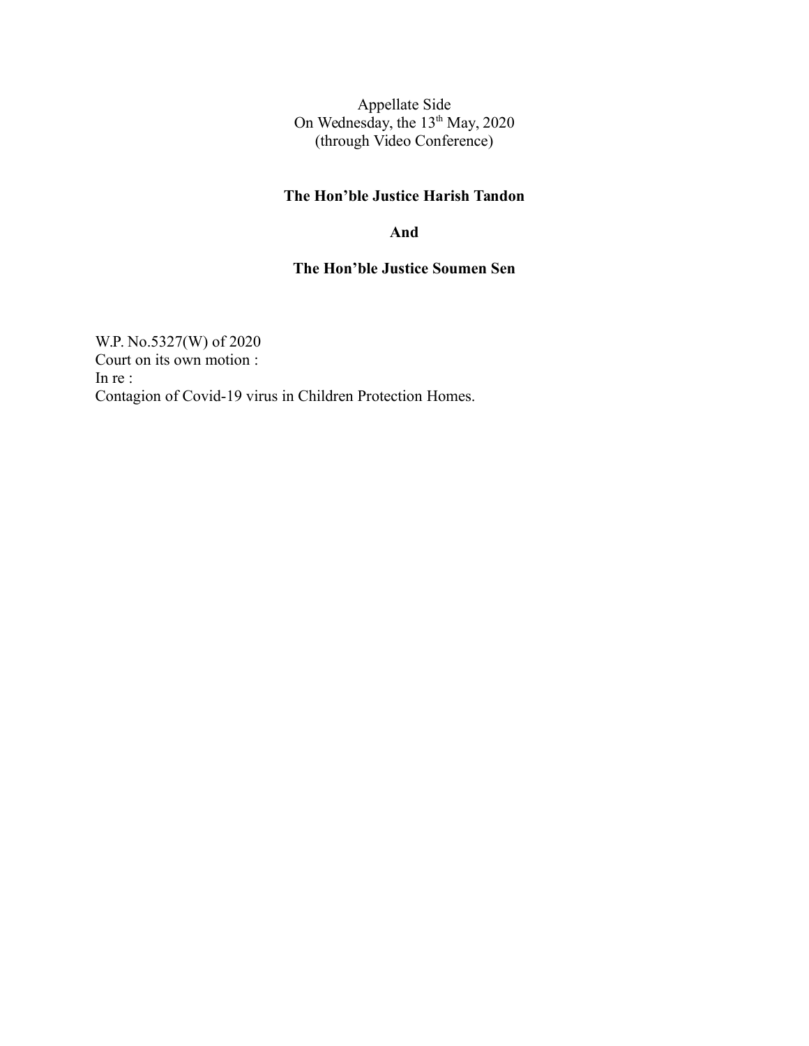Appellate Side
On Wednesday, the 13th May, 2020
(through Video Conference)

**The Hon'ble Justice Harish Tandon**

**And**

**The Hon'ble Justice Soumen Sen**

W.P. No.5327(W) of 2020
Court on its own motion :
In re :
Contagion of Covid-19 virus in Children Protection Homes.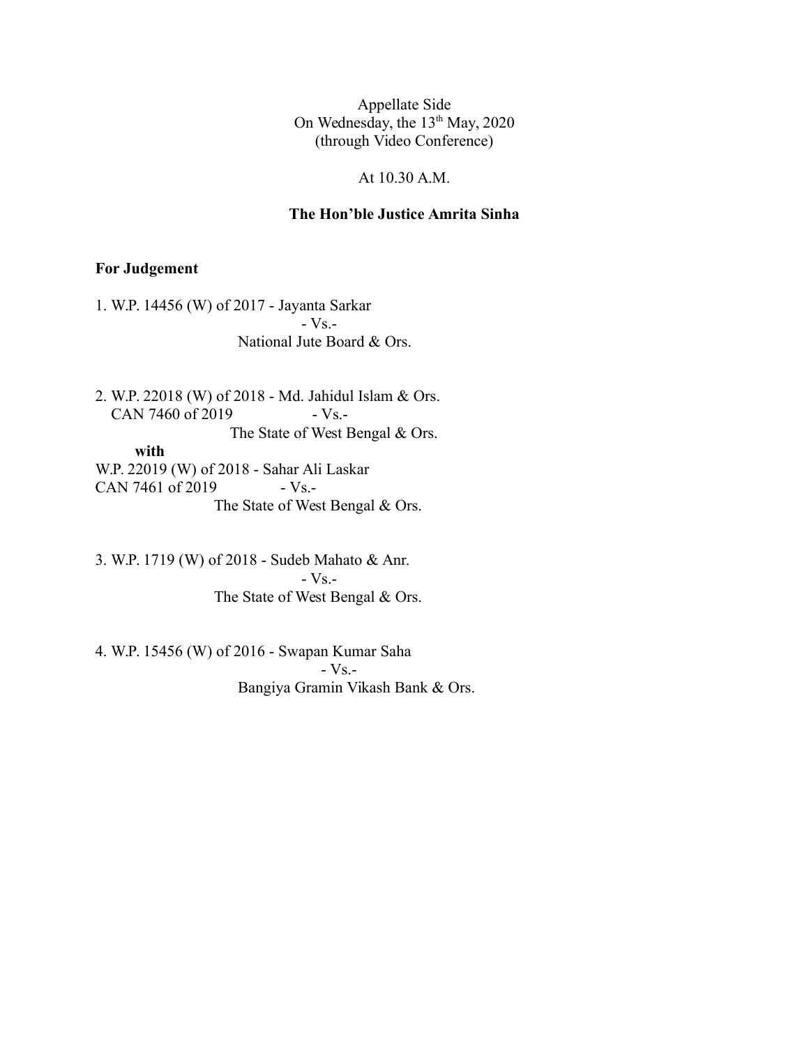Appellate Side
On Wednesday, the 13th May, 2020
(through Video Conference)

At 10.30 A.M.

**The Hon'ble Justice Amrita Sinha**

**For Judgement**

1. W.P. 14456 (W) of 2017 - Jayanta Sarkar
   - Vs.-
   National Jute Board & Ors.

2. W.P. 22018 (W) of 2018 - Md. Jahidul Islam & Ors.
   CAN 7460 of 2019 - Vs.-
   The State of West Bengal & Ors.

   **with**

   W.P. 22019 (W) of 2018 - Sahar Ali Laskar
   CAN 7461 of 2019 - Vs.-
   The State of West Bengal & Ors.

3. W.P. 1719 (W) of 2018 - Sudeb Mahato & Anr.
   - Vs.-
   The State of West Bengal & Ors.

4. W.P. 15456 (W) of 2016 - Swapan Kumar Saha
   - Vs.-
   Bangiya Gramin Vikash Bank & Ors.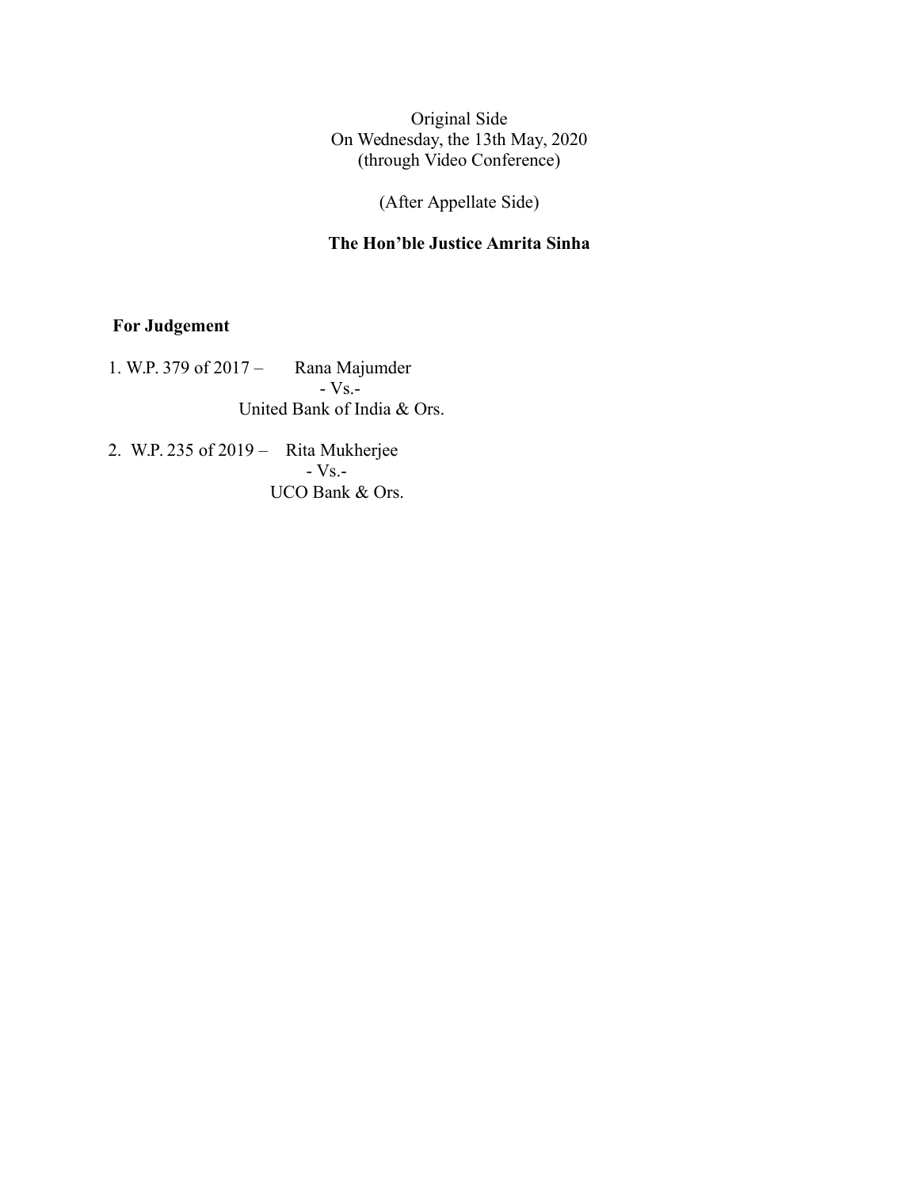Original Side
On Wednesday, the 13th May, 2020
(through Video Conference)

(After Appellate Side)

**The Hon'ble Justice Amrita Sinha**

**For Judgement**

1. W.P. 379 of 2017 – Rana Majumder
   - Vs.-
   United Bank of India & Ors.

2. W.P. 235 of 2019 – Rita Mukherjee
   - Vs.-
   UCO Bank & Ors.